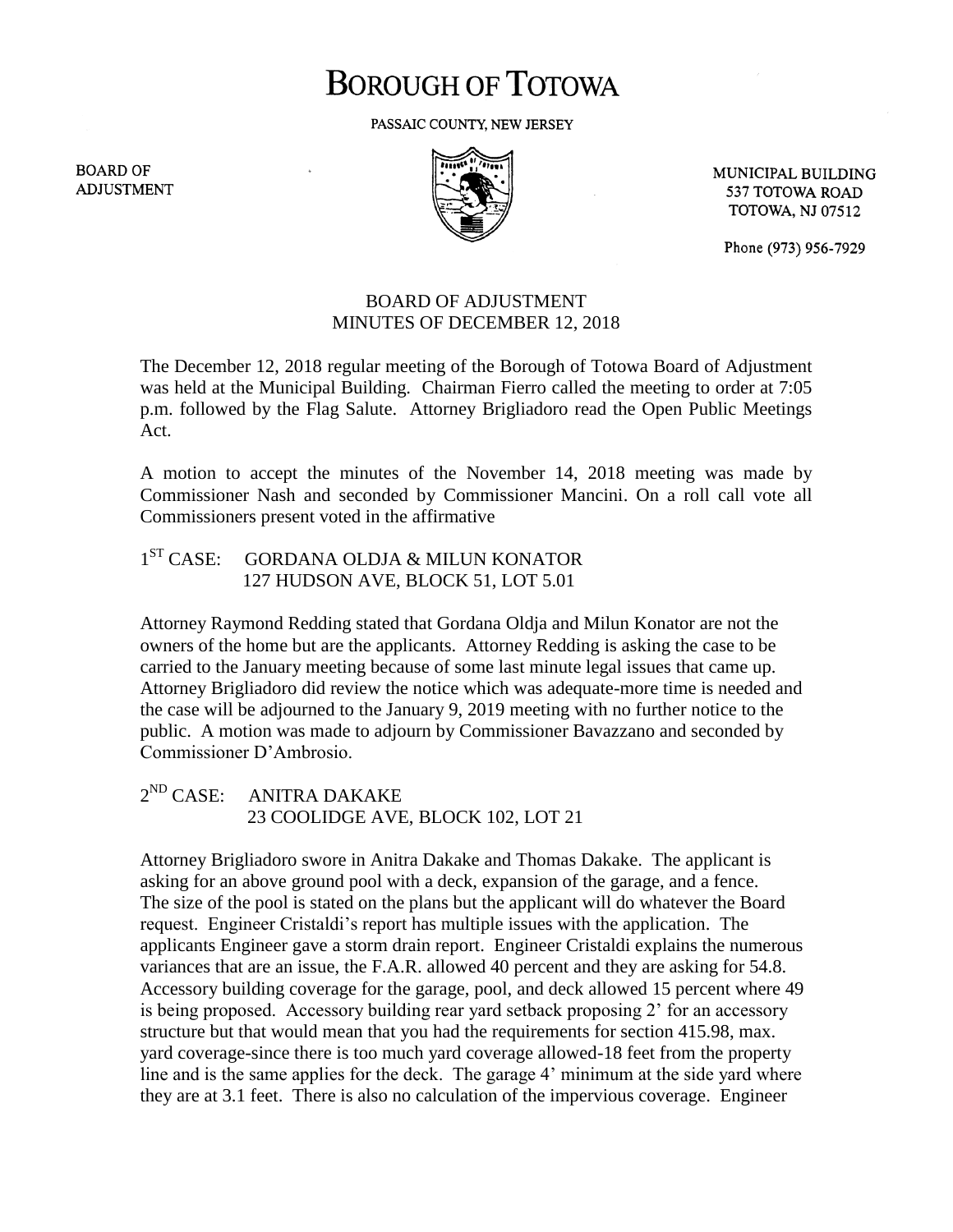# BOROUGH OF TOTOWA

PASSAIC COUNTY, NEW JERSEY

BOARD OF ADJUSTMENT

MUNICIPAL BUILDING
537 TOTOWA ROAD
TOTOWA, NJ 07512

Phone (973) 956-7929

## BOARD OF ADJUSTMENT
## MINUTES OF DECEMBER 12, 2018

The December 12, 2018 regular meeting of the Borough of Totowa Board of Adjustment was held at the Municipal Building. Chairman Fierro called the meeting to order at 7:05 p.m. followed by the Flag Salute. Attorney Brigliadoro read the Open Public Meetings Act.

A motion to accept the minutes of the November 14, 2018 meeting was made by Commissioner Nash and seconded by Commissioner Mancini. On a roll call vote all Commissioners present voted in the affirmative

1ST CASE: GORDANA OLDJA & MILUN KONATOR
127 HUDSON AVE, BLOCK 51, LOT 5.01

Attorney Raymond Redding stated that Gordana Oldja and Milun Konator are not the owners of the home but are the applicants. Attorney Redding is asking the case to be carried to the January meeting because of some last minute legal issues that came up. Attorney Brigliadoro did review the notice which was adequate-more time is needed and the case will be adjourned to the January 9, 2019 meeting with no further notice to the public. A motion was made to adjourn by Commissioner Bavazzano and seconded by Commissioner D'Ambrosio.

2ND CASE: ANITRA DAKAKE
23 COOLIDGE AVE, BLOCK 102, LOT 21

Attorney Brigliadoro swore in Anitra Dakake and Thomas Dakake. The applicant is asking for an above ground pool with a deck, expansion of the garage, and a fence. The size of the pool is stated on the plans but the applicant will do whatever the Board request. Engineer Cristaldi's report has multiple issues with the application. The applicants Engineer gave a storm drain report. Engineer Cristaldi explains the numerous variances that are an issue, the F.A.R. allowed 40 percent and they are asking for 54.8. Accessory building coverage for the garage, pool, and deck allowed 15 percent where 49 is being proposed. Accessory building rear yard setback proposing 2' for an accessory structure but that would mean that you had the requirements for section 415.98, max. yard coverage-since there is too much yard coverage allowed-18 feet from the property line and is the same applies for the deck. The garage 4' minimum at the side yard where they are at 3.1 feet. There is also no calculation of the impervious coverage. Engineer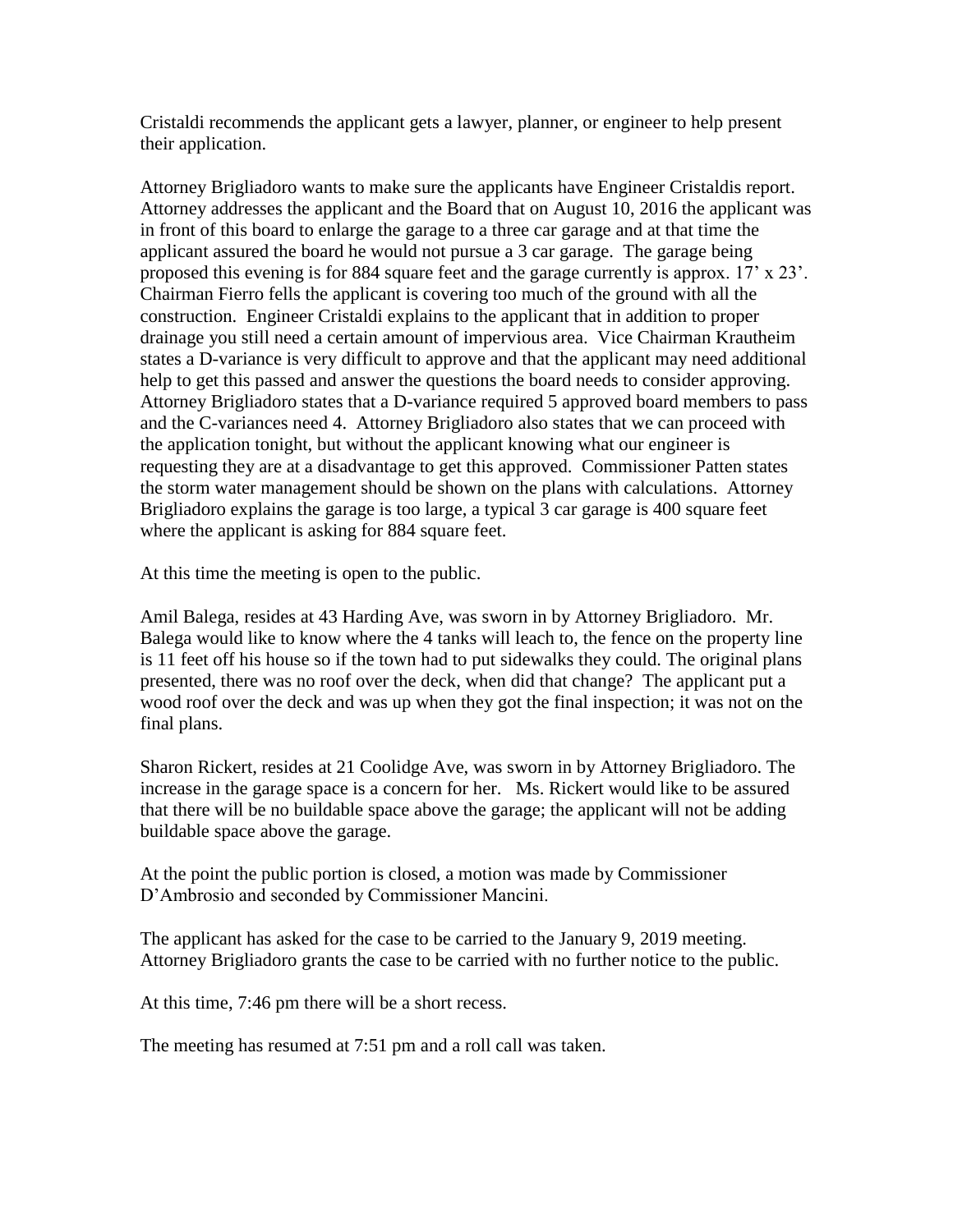Cristaldi recommends the applicant gets a lawyer, planner, or engineer to help present their application.

Attorney Brigliadoro wants to make sure the applicants have Engineer Cristaldis report. Attorney addresses the applicant and the Board that on August 10, 2016 the applicant was in front of this board to enlarge the garage to a three car garage and at that time the applicant assured the board he would not pursue a 3 car garage. The garage being proposed this evening is for 884 square feet and the garage currently is approx. 17' x 23'. Chairman Fierro fells the applicant is covering too much of the ground with all the construction. Engineer Cristaldi explains to the applicant that in addition to proper drainage you still need a certain amount of impervious area. Vice Chairman Krautheim states a D-variance is very difficult to approve and that the applicant may need additional help to get this passed and answer the questions the board needs to consider approving. Attorney Brigliadoro states that a D-variance required 5 approved board members to pass and the C-variances need 4. Attorney Brigliadoro also states that we can proceed with the application tonight, but without the applicant knowing what our engineer is requesting they are at a disadvantage to get this approved. Commissioner Patten states the storm water management should be shown on the plans with calculations. Attorney Brigliadoro explains the garage is too large, a typical 3 car garage is 400 square feet where the applicant is asking for 884 square feet.

At this time the meeting is open to the public.

Amil Balega, resides at 43 Harding Ave, was sworn in by Attorney Brigliadoro. Mr. Balega would like to know where the 4 tanks will leach to, the fence on the property line is 11 feet off his house so if the town had to put sidewalks they could. The original plans presented, there was no roof over the deck, when did that change? The applicant put a wood roof over the deck and was up when they got the final inspection; it was not on the final plans.

Sharon Rickert, resides at 21 Coolidge Ave, was sworn in by Attorney Brigliadoro. The increase in the garage space is a concern for her. Ms. Rickert would like to be assured that there will be no buildable space above the garage; the applicant will not be adding buildable space above the garage.

At the point the public portion is closed, a motion was made by Commissioner D'Ambrosio and seconded by Commissioner Mancini.

The applicant has asked for the case to be carried to the January 9, 2019 meeting. Attorney Brigliadoro grants the case to be carried with no further notice to the public.

At this time, 7:46 pm there will be a short recess.

The meeting has resumed at 7:51 pm and a roll call was taken.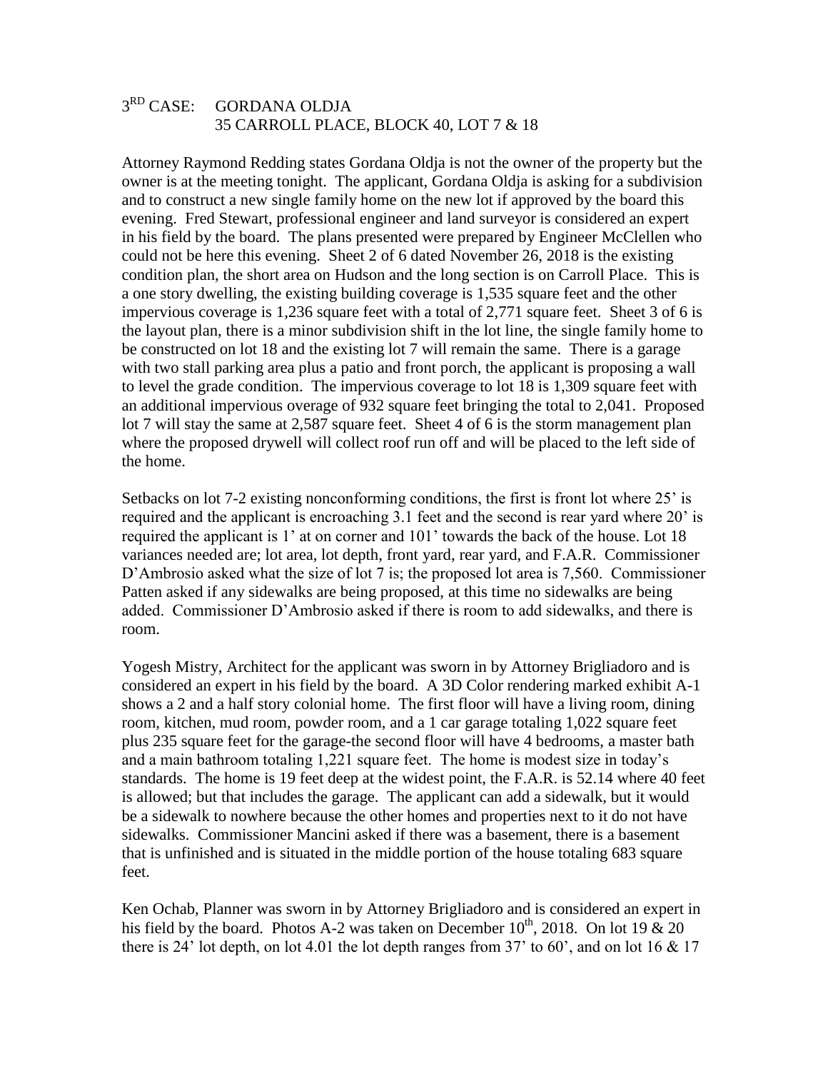3[RD] CASE: GORDANA OLDJA
35 CARROLL PLACE, BLOCK 40, LOT 7 & 18

Attorney Raymond Redding states Gordana Oldja is not the owner of the property but the owner is at the meeting tonight. The applicant, Gordana Oldja is asking for a subdivision and to construct a new single family home on the new lot if approved by the board this evening. Fred Stewart, professional engineer and land surveyor is considered an expert in his field by the board. The plans presented were prepared by Engineer McClellen who could not be here this evening. Sheet 2 of 6 dated November 26, 2018 is the existing condition plan, the short area on Hudson and the long section is on Carroll Place. This is a one story dwelling, the existing building coverage is 1,535 square feet and the other impervious coverage is 1,236 square feet with a total of 2,771 square feet. Sheet 3 of 6 is the layout plan, there is a minor subdivision shift in the lot line, the single family home to be constructed on lot 18 and the existing lot 7 will remain the same. There is a garage with two stall parking area plus a patio and front porch, the applicant is proposing a wall to level the grade condition. The impervious coverage to lot 18 is 1,309 square feet with an additional impervious overage of 932 square feet bringing the total to 2,041. Proposed lot 7 will stay the same at 2,587 square feet. Sheet 4 of 6 is the storm management plan where the proposed drywell will collect roof run off and will be placed to the left side of the home.

Setbacks on lot 7-2 existing nonconforming conditions, the first is front lot where 25' is required and the applicant is encroaching 3.1 feet and the second is rear yard where 20' is required the applicant is 1' at on corner and 101' towards the back of the house. Lot 18 variances needed are; lot area, lot depth, front yard, rear yard, and F.A.R. Commissioner D'Ambrosio asked what the size of lot 7 is; the proposed lot area is 7,560. Commissioner Patten asked if any sidewalks are being proposed, at this time no sidewalks are being added. Commissioner D'Ambrosio asked if there is room to add sidewalks, and there is room.

Yogesh Mistry, Architect for the applicant was sworn in by Attorney Brigliadoro and is considered an expert in his field by the board. A 3D Color rendering marked exhibit A-1 shows a 2 and a half story colonial home. The first floor will have a living room, dining room, kitchen, mud room, powder room, and a 1 car garage totaling 1,022 square feet plus 235 square feet for the garage-the second floor will have 4 bedrooms, a master bath and a main bathroom totaling 1,221 square feet. The home is modest size in today's standards. The home is 19 feet deep at the widest point, the F.A.R. is 52.14 where 40 feet is allowed; but that includes the garage. The applicant can add a sidewalk, but it would be a sidewalk to nowhere because the other homes and properties next to it do not have sidewalks. Commissioner Mancini asked if there was a basement, there is a basement that is unfinished and is situated in the middle portion of the house totaling 683 square feet.

Ken Ochab, Planner was sworn in by Attorney Brigliadoro and is considered an expert in his field by the board. Photos A-2 was taken on December 10[th], 2018. On lot 19 & 20 there is 24' lot depth, on lot 4.01 the lot depth ranges from 37' to 60', and on lot 16 & 17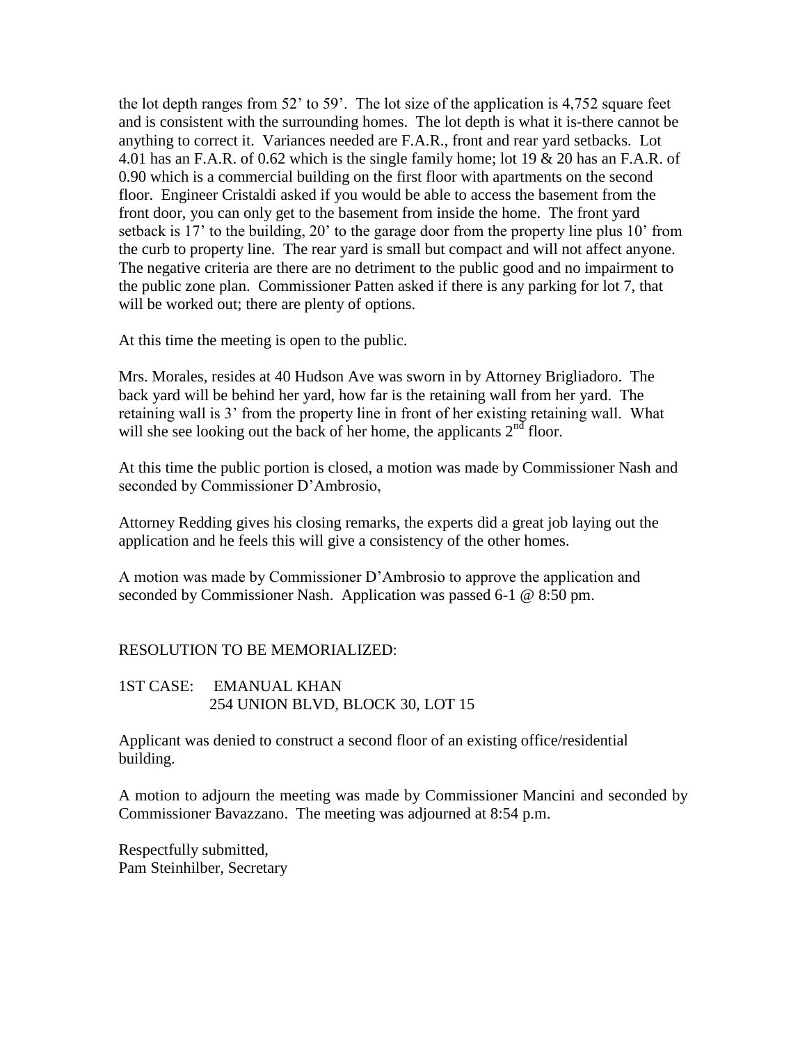the lot depth ranges from 52' to 59'. The lot size of the application is 4,752 square feet and is consistent with the surrounding homes. The lot depth is what it is-there cannot be anything to correct it. Variances needed are F.A.R., front and rear yard setbacks. Lot 4.01 has an F.A.R. of 0.62 which is the single family home; lot 19 & 20 has an F.A.R. of 0.90 which is a commercial building on the first floor with apartments on the second floor. Engineer Cristaldi asked if you would be able to access the basement from the front door, you can only get to the basement from inside the home. The front yard setback is 17' to the building, 20' to the garage door from the property line plus 10' from the curb to property line. The rear yard is small but compact and will not affect anyone. The negative criteria are there are no detriment to the public good and no impairment to the public zone plan. Commissioner Patten asked if there is any parking for lot 7, that will be worked out; there are plenty of options.

At this time the meeting is open to the public.

Mrs. Morales, resides at 40 Hudson Ave was sworn in by Attorney Brigliadoro. The back yard will be behind her yard, how far is the retaining wall from her yard. The retaining wall is 3' from the property line in front of her existing retaining wall. What will she see looking out the back of her home, the applicants 2nd floor.

At this time the public portion is closed, a motion was made by Commissioner Nash and seconded by Commissioner D'Ambrosio,

Attorney Redding gives his closing remarks, the experts did a great job laying out the application and he feels this will give a consistency of the other homes.

A motion was made by Commissioner D'Ambrosio to approve the application and seconded by Commissioner Nash. Application was passed 6-1 @ 8:50 pm.

RESOLUTION TO BE MEMORIALIZED:

1ST CASE: EMANUAL KHAN
254 UNION BLVD, BLOCK 30, LOT 15

Applicant was denied to construct a second floor of an existing office/residential building.

A motion to adjourn the meeting was made by Commissioner Mancini and seconded by Commissioner Bavazzano. The meeting was adjourned at 8:54 p.m.

Respectfully submitted,
Pam Steinhilber, Secretary